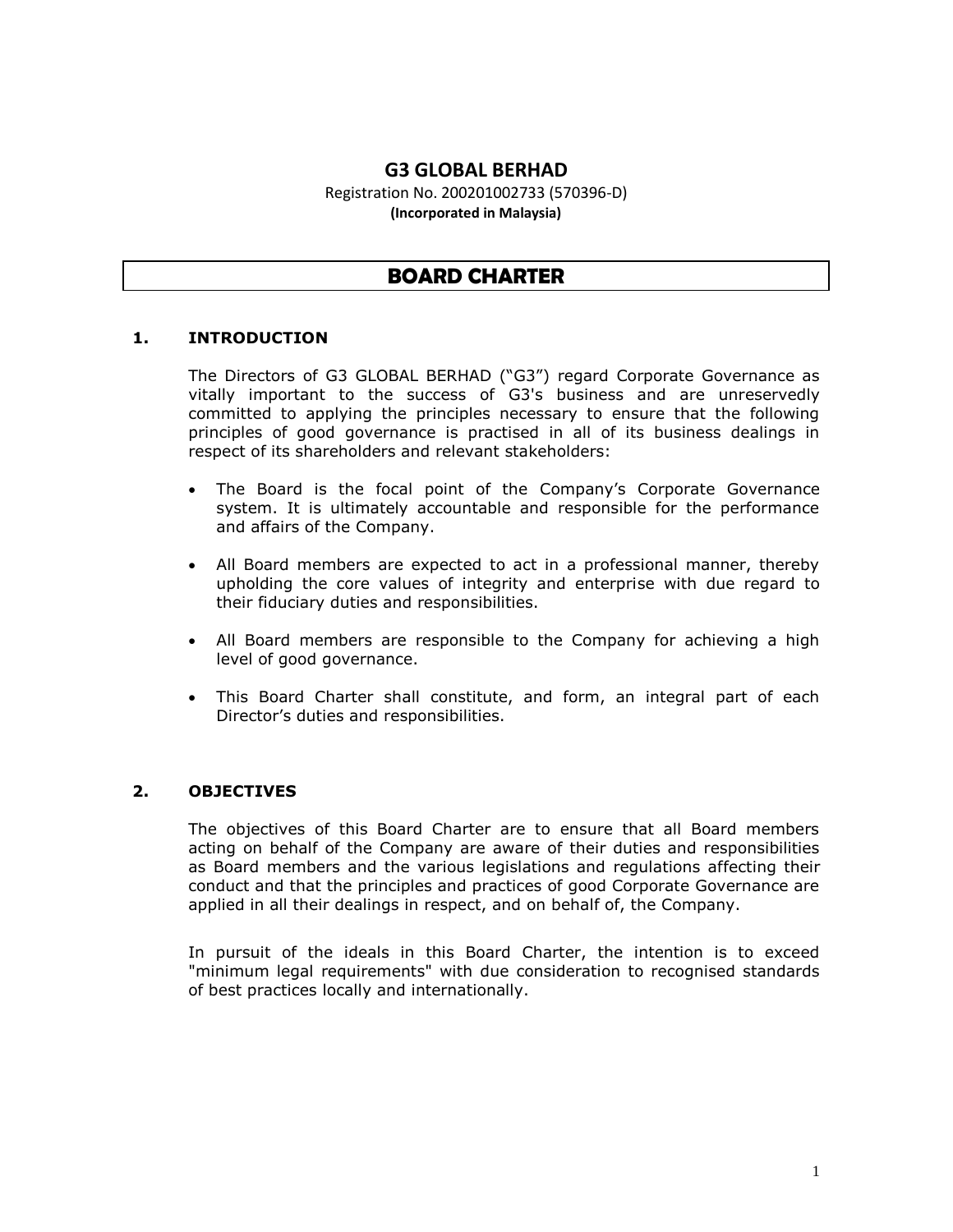# G3 GLOBAL BERHAD

Registration No. 200201002733 (570396-D)
**(Incorporated in Malaysia)**

## BOARD CHARTER

### 1. INTRODUCTION

The Directors of G3 GLOBAL BERHAD ("G3") regard Corporate Governance as vitally important to the success of G3's business and are unreservedly committed to applying the principles necessary to ensure that the following principles of good governance is practised in all of its business dealings in respect of its shareholders and relevant stakeholders:

- The Board is the focal point of the Company's Corporate Governance system. It is ultimately accountable and responsible for the performance and affairs of the Company.
- All Board members are expected to act in a professional manner, thereby upholding the core values of integrity and enterprise with due regard to their fiduciary duties and responsibilities.
- All Board members are responsible to the Company for achieving a high level of good governance.
- This Board Charter shall constitute, and form, an integral part of each Director's duties and responsibilities.

### 2. OBJECTIVES

The objectives of this Board Charter are to ensure that all Board members acting on behalf of the Company are aware of their duties and responsibilities as Board members and the various legislations and regulations affecting their conduct and that the principles and practices of good Corporate Governance are applied in all their dealings in respect, and on behalf of, the Company.

In pursuit of the ideals in this Board Charter, the intention is to exceed "minimum legal requirements" with due consideration to recognised standards of best practices locally and internationally.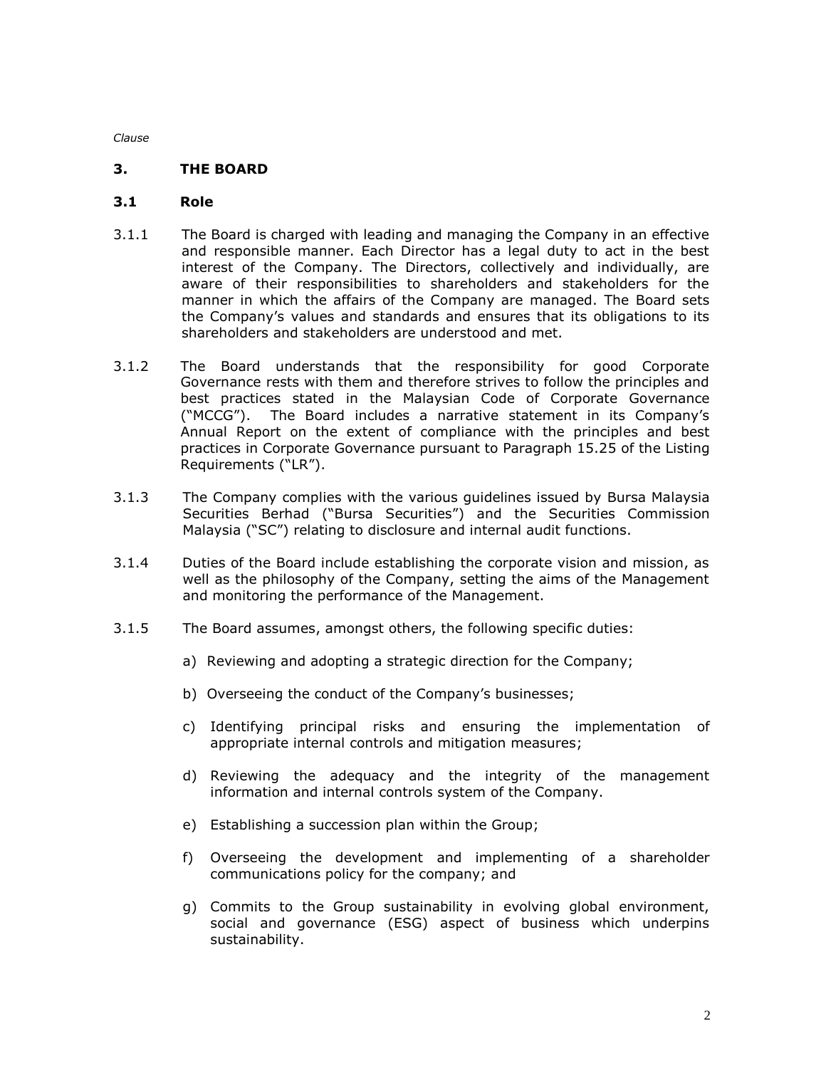*Clause*

## 3. THE BOARD

### 3.1 Role

3.1.1 The Board is charged with leading and managing the Company in an effective and responsible manner. Each Director has a legal duty to act in the best interest of the Company. The Directors, collectively and individually, are aware of their responsibilities to shareholders and stakeholders for the manner in which the affairs of the Company are managed. The Board sets the Company's values and standards and ensures that its obligations to its shareholders and stakeholders are understood and met.

3.1.2 The Board understands that the responsibility for good Corporate Governance rests with them and therefore strives to follow the principles and best practices stated in the Malaysian Code of Corporate Governance ("MCCG"). The Board includes a narrative statement in its Company's Annual Report on the extent of compliance with the principles and best practices in Corporate Governance pursuant to Paragraph 15.25 of the Listing Requirements ("LR").

3.1.3 The Company complies with the various guidelines issued by Bursa Malaysia Securities Berhad ("Bursa Securities") and the Securities Commission Malaysia ("SC") relating to disclosure and internal audit functions.

3.1.4 Duties of the Board include establishing the corporate vision and mission, as well as the philosophy of the Company, setting the aims of the Management and monitoring the performance of the Management.

3.1.5 The Board assumes, amongst others, the following specific duties:

a) Reviewing and adopting a strategic direction for the Company;

b) Overseeing the conduct of the Company's businesses;

c) Identifying principal risks and ensuring the implementation of appropriate internal controls and mitigation measures;

d) Reviewing the adequacy and the integrity of the management information and internal controls system of the Company.

e) Establishing a succession plan within the Group;

f) Overseeing the development and implementing of a shareholder communications policy for the company; and

g) Commits to the Group sustainability in evolving global environment, social and governance (ESG) aspect of business which underpins sustainability.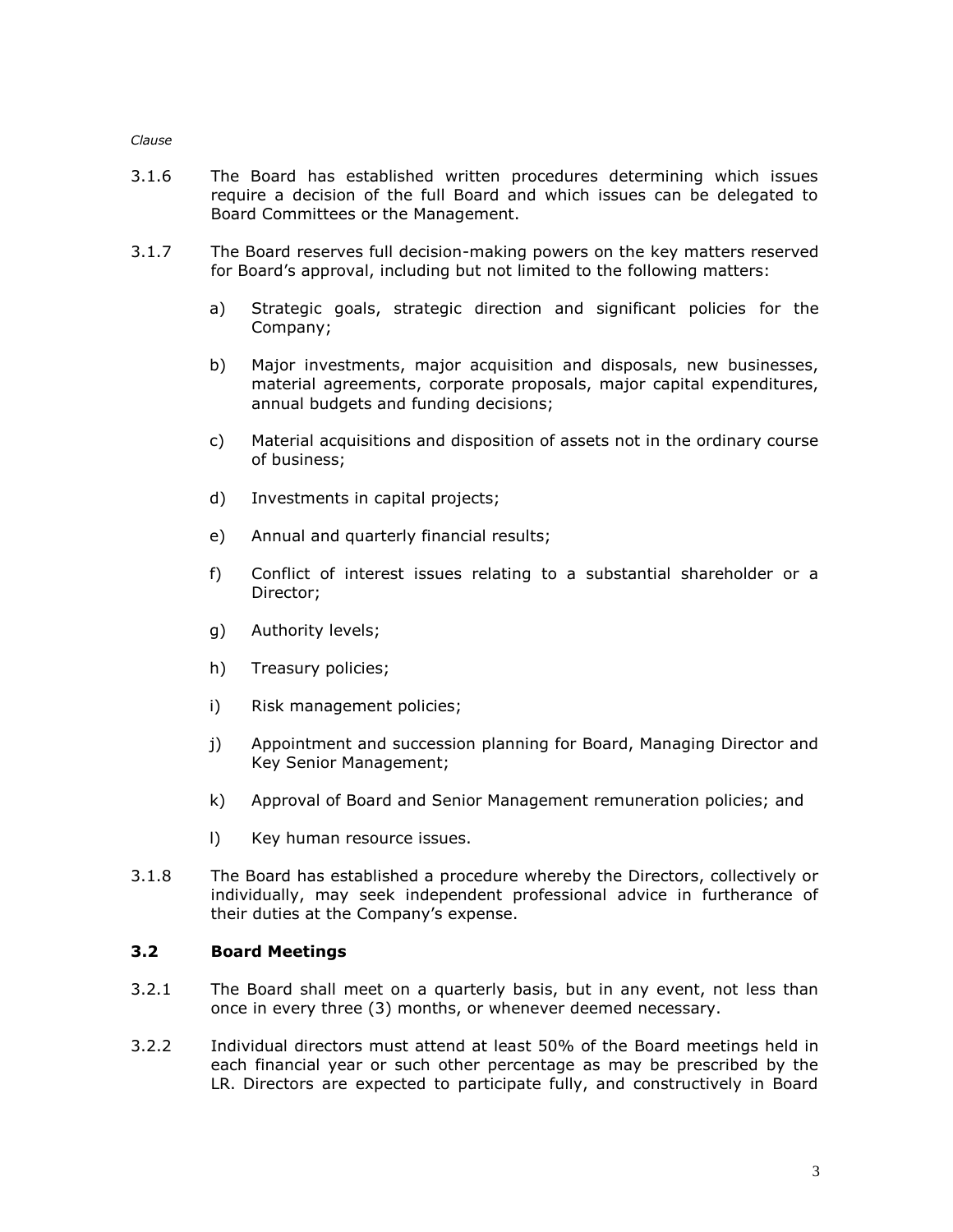*Clause*

3.1.6 The Board has established written procedures determining which issues require a decision of the full Board and which issues can be delegated to Board Committees or the Management.

3.1.7 The Board reserves full decision-making powers on the key matters reserved for Board's approval, including but not limited to the following matters:

a) Strategic goals, strategic direction and significant policies for the Company;

b) Major investments, major acquisition and disposals, new businesses, material agreements, corporate proposals, major capital expenditures, annual budgets and funding decisions;

c) Material acquisitions and disposition of assets not in the ordinary course of business;

d) Investments in capital projects;

e) Annual and quarterly financial results;

f) Conflict of interest issues relating to a substantial shareholder or a Director;

g) Authority levels;

h) Treasury policies;

i) Risk management policies;

j) Appointment and succession planning for Board, Managing Director and Key Senior Management;

k) Approval of Board and Senior Management remuneration policies; and

l) Key human resource issues.

3.1.8 The Board has established a procedure whereby the Directors, collectively or individually, may seek independent professional advice in furtherance of their duties at the Company's expense.

### 3.2 Board Meetings

3.2.1 The Board shall meet on a quarterly basis, but in any event, not less than once in every three (3) months, or whenever deemed necessary.

3.2.2 Individual directors must attend at least 50% of the Board meetings held in each financial year or such other percentage as may be prescribed by the LR. Directors are expected to participate fully, and constructively in Board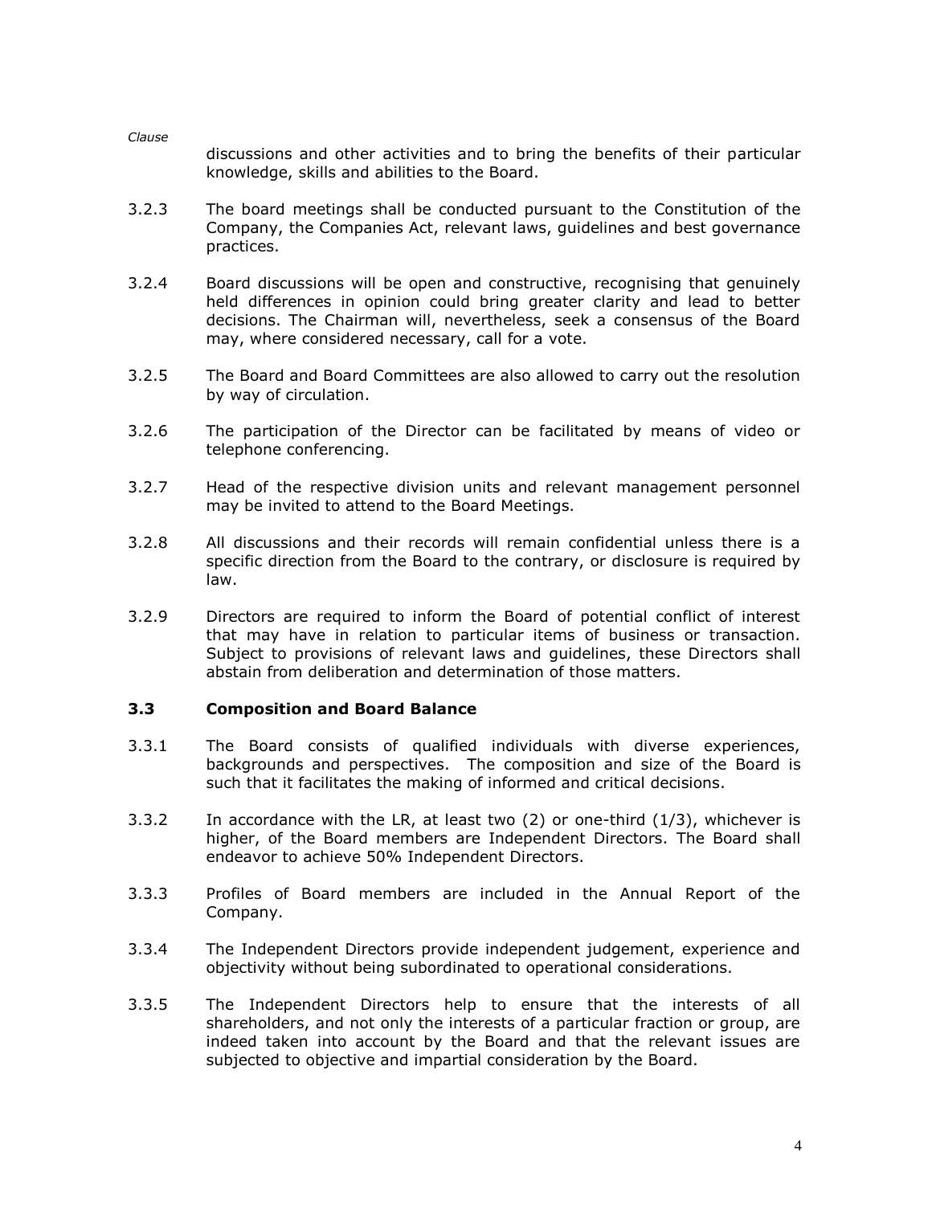*Clause*

discussions and other activities and to bring the benefits of their particular knowledge, skills and abilities to the Board.

3.2.3 The board meetings shall be conducted pursuant to the Constitution of the Company, the Companies Act, relevant laws, guidelines and best governance practices.

3.2.4 Board discussions will be open and constructive, recognising that genuinely held differences in opinion could bring greater clarity and lead to better decisions. The Chairman will, nevertheless, seek a consensus of the Board may, where considered necessary, call for a vote.

3.2.5 The Board and Board Committees are also allowed to carry out the resolution by way of circulation.

3.2.6 The participation of the Director can be facilitated by means of video or telephone conferencing.

3.2.7 Head of the respective division units and relevant management personnel may be invited to attend to the Board Meetings.

3.2.8 All discussions and their records will remain confidential unless there is a specific direction from the Board to the contrary, or disclosure is required by law.

3.2.9 Directors are required to inform the Board of potential conflict of interest that may have in relation to particular items of business or transaction. Subject to provisions of relevant laws and guidelines, these Directors shall abstain from deliberation and determination of those matters.

### 3.3 Composition and Board Balance

3.3.1 The Board consists of qualified individuals with diverse experiences, backgrounds and perspectives. The composition and size of the Board is such that it facilitates the making of informed and critical decisions.

3.3.2 In accordance with the LR, at least two (2) or one-third (1/3), whichever is higher, of the Board members are Independent Directors. The Board shall endeavor to achieve 50% Independent Directors.

3.3.3 Profiles of Board members are included in the Annual Report of the Company.

3.3.4 The Independent Directors provide independent judgement, experience and objectivity without being subordinated to operational considerations.

3.3.5 The Independent Directors help to ensure that the interests of all shareholders, and not only the interests of a particular fraction or group, are indeed taken into account by the Board and that the relevant issues are subjected to objective and impartial consideration by the Board.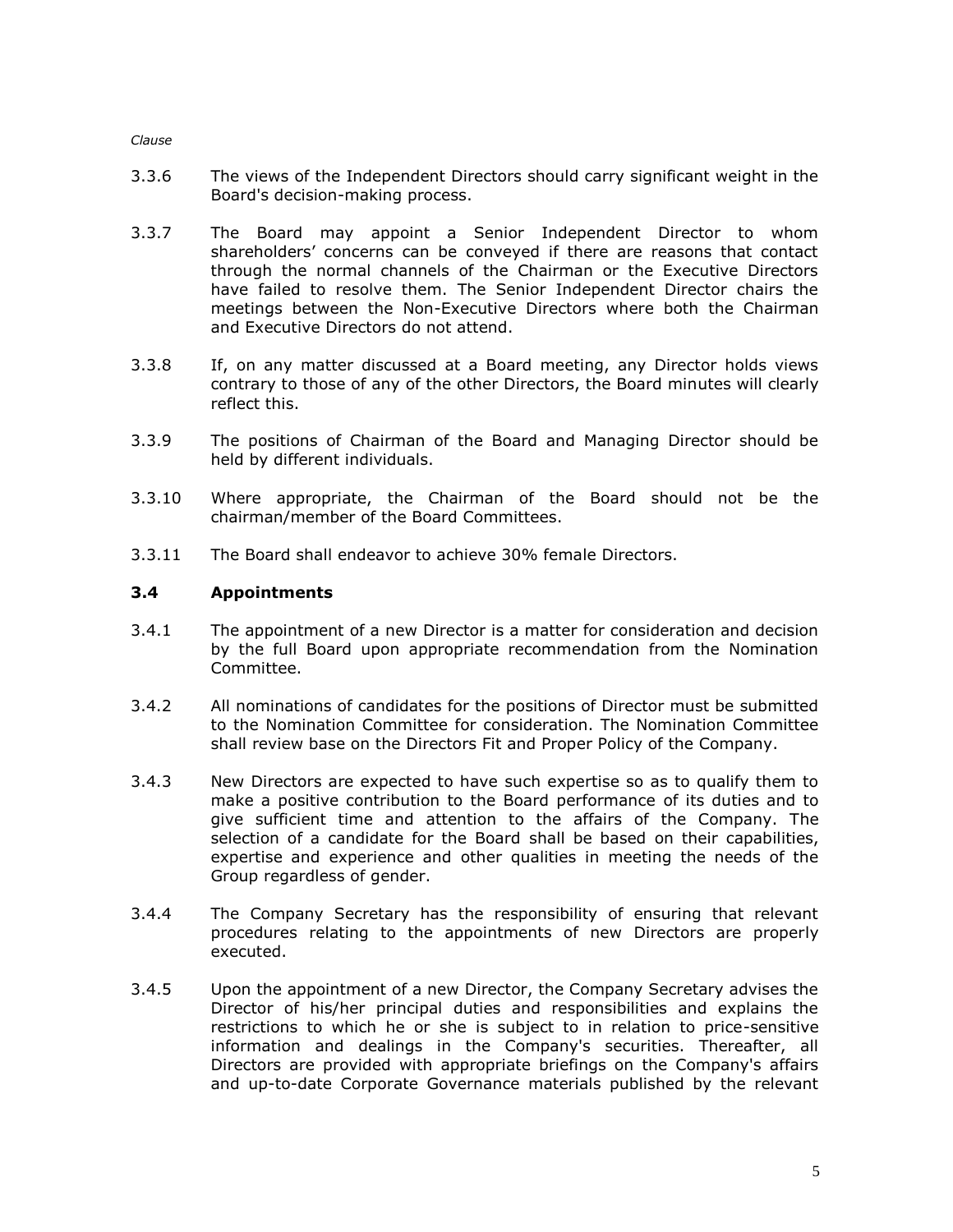*Clause*

3.3.6 The views of the Independent Directors should carry significant weight in the Board's decision-making process.

3.3.7 The Board may appoint a Senior Independent Director to whom shareholders' concerns can be conveyed if there are reasons that contact through the normal channels of the Chairman or the Executive Directors have failed to resolve them. The Senior Independent Director chairs the meetings between the Non-Executive Directors where both the Chairman and Executive Directors do not attend.

3.3.8 If, on any matter discussed at a Board meeting, any Director holds views contrary to those of any of the other Directors, the Board minutes will clearly reflect this.

3.3.9 The positions of Chairman of the Board and Managing Director should be held by different individuals.

3.3.10 Where appropriate, the Chairman of the Board should not be the chairman/member of the Board Committees.

3.3.11 The Board shall endeavor to achieve 30% female Directors.

### 3.4 Appointments

3.4.1 The appointment of a new Director is a matter for consideration and decision by the full Board upon appropriate recommendation from the Nomination Committee.

3.4.2 All nominations of candidates for the positions of Director must be submitted to the Nomination Committee for consideration. The Nomination Committee shall review base on the Directors Fit and Proper Policy of the Company.

3.4.3 New Directors are expected to have such expertise so as to qualify them to make a positive contribution to the Board performance of its duties and to give sufficient time and attention to the affairs of the Company. The selection of a candidate for the Board shall be based on their capabilities, expertise and experience and other qualities in meeting the needs of the Group regardless of gender.

3.4.4 The Company Secretary has the responsibility of ensuring that relevant procedures relating to the appointments of new Directors are properly executed.

3.4.5 Upon the appointment of a new Director, the Company Secretary advises the Director of his/her principal duties and responsibilities and explains the restrictions to which he or she is subject to in relation to price-sensitive information and dealings in the Company's securities. Thereafter, all Directors are provided with appropriate briefings on the Company's affairs and up-to-date Corporate Governance materials published by the relevant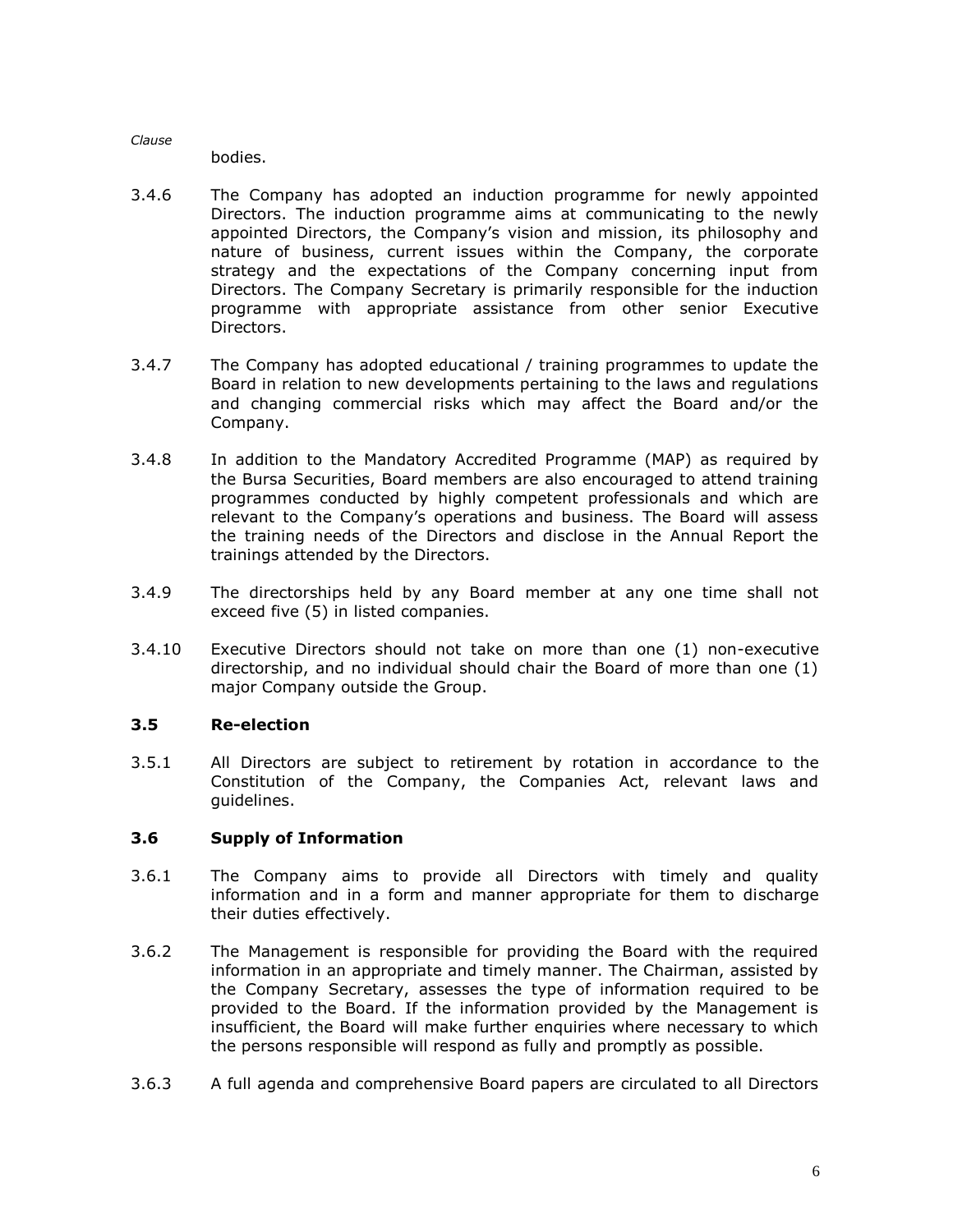*Clause*

bodies.

3.4.6 The Company has adopted an induction programme for newly appointed Directors. The induction programme aims at communicating to the newly appointed Directors, the Company's vision and mission, its philosophy and nature of business, current issues within the Company, the corporate strategy and the expectations of the Company concerning input from Directors. The Company Secretary is primarily responsible for the induction programme with appropriate assistance from other senior Executive Directors.

3.4.7 The Company has adopted educational / training programmes to update the Board in relation to new developments pertaining to the laws and regulations and changing commercial risks which may affect the Board and/or the Company.

3.4.8 In addition to the Mandatory Accredited Programme (MAP) as required by the Bursa Securities, Board members are also encouraged to attend training programmes conducted by highly competent professionals and which are relevant to the Company's operations and business. The Board will assess the training needs of the Directors and disclose in the Annual Report the trainings attended by the Directors.

3.4.9 The directorships held by any Board member at any one time shall not exceed five (5) in listed companies.

3.4.10 Executive Directors should not take on more than one (1) non-executive directorship, and no individual should chair the Board of more than one (1) major Company outside the Group.

### 3.5 Re-election

3.5.1 All Directors are subject to retirement by rotation in accordance to the Constitution of the Company, the Companies Act, relevant laws and guidelines.

### 3.6 Supply of Information

3.6.1 The Company aims to provide all Directors with timely and quality information and in a form and manner appropriate for them to discharge their duties effectively.

3.6.2 The Management is responsible for providing the Board with the required information in an appropriate and timely manner. The Chairman, assisted by the Company Secretary, assesses the type of information required to be provided to the Board. If the information provided by the Management is insufficient, the Board will make further enquiries where necessary to which the persons responsible will respond as fully and promptly as possible.

3.6.3 A full agenda and comprehensive Board papers are circulated to all Directors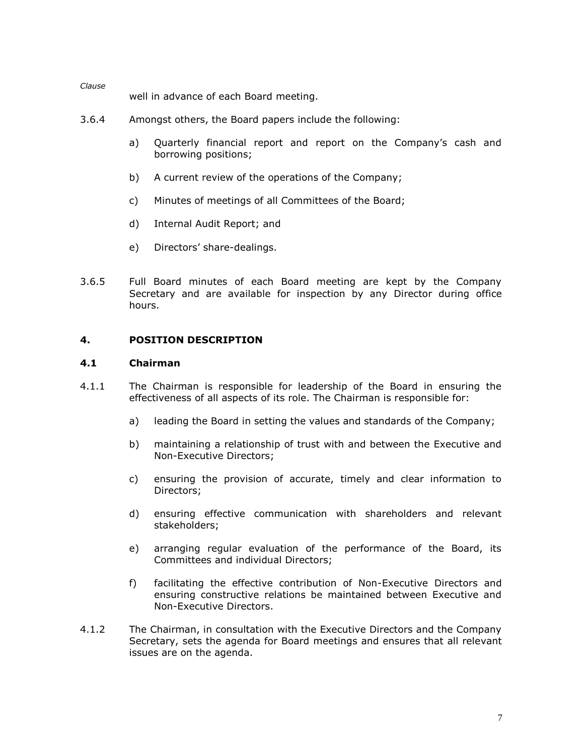*Clause*

well in advance of each Board meeting.

3.6.4 Amongst others, the Board papers include the following:

a) Quarterly financial report and report on the Company's cash and borrowing positions;

b) A current review of the operations of the Company;

c) Minutes of meetings of all Committees of the Board;

d) Internal Audit Report; and

e) Directors' share-dealings.

3.6.5 Full Board minutes of each Board meeting are kept by the Company Secretary and are available for inspection by any Director during office hours.

## 4. POSITION DESCRIPTION

### 4.1 Chairman

4.1.1 The Chairman is responsible for leadership of the Board in ensuring the effectiveness of all aspects of its role. The Chairman is responsible for:

a) leading the Board in setting the values and standards of the Company;

b) maintaining a relationship of trust with and between the Executive and Non-Executive Directors;

c) ensuring the provision of accurate, timely and clear information to Directors;

d) ensuring effective communication with shareholders and relevant stakeholders;

e) arranging regular evaluation of the performance of the Board, its Committees and individual Directors;

f) facilitating the effective contribution of Non-Executive Directors and ensuring constructive relations be maintained between Executive and Non-Executive Directors.

4.1.2 The Chairman, in consultation with the Executive Directors and the Company Secretary, sets the agenda for Board meetings and ensures that all relevant issues are on the agenda.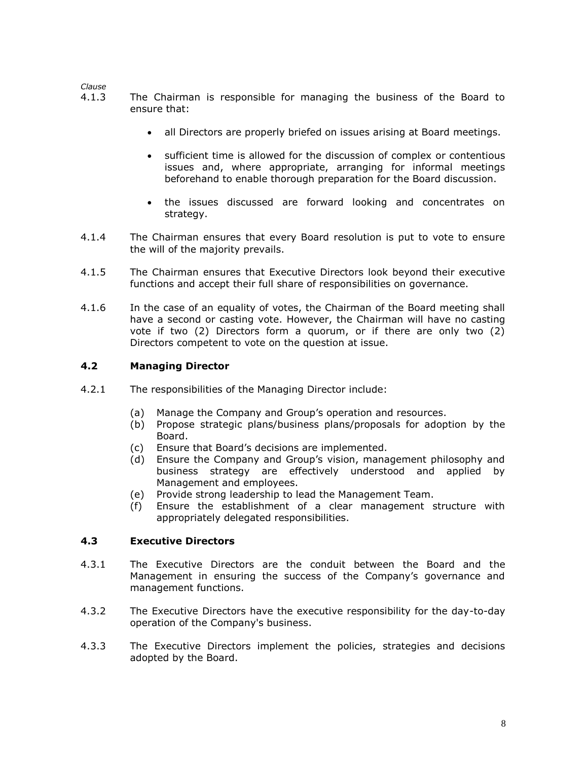*Clause*

4.1.3 The Chairman is responsible for managing the business of the Board to ensure that:

- all Directors are properly briefed on issues arising at Board meetings.
- sufficient time is allowed for the discussion of complex or contentious issues and, where appropriate, arranging for informal meetings beforehand to enable thorough preparation for the Board discussion.
- the issues discussed are forward looking and concentrates on strategy.

4.1.4 The Chairman ensures that every Board resolution is put to vote to ensure the will of the majority prevails.

4.1.5 The Chairman ensures that Executive Directors look beyond their executive functions and accept their full share of responsibilities on governance.

4.1.6 In the case of an equality of votes, the Chairman of the Board meeting shall have a second or casting vote. However, the Chairman will have no casting vote if two (2) Directors form a quorum, or if there are only two (2) Directors competent to vote on the question at issue.

### 4.2 Managing Director

4.2.1 The responsibilities of the Managing Director include:

(a) Manage the Company and Group's operation and resources.
(b) Propose strategic plans/business plans/proposals for adoption by the Board.
(c) Ensure that Board's decisions are implemented.
(d) Ensure the Company and Group's vision, management philosophy and business strategy are effectively understood and applied by Management and employees.
(e) Provide strong leadership to lead the Management Team.
(f) Ensure the establishment of a clear management structure with appropriately delegated responsibilities.

### 4.3 Executive Directors

4.3.1 The Executive Directors are the conduit between the Board and the Management in ensuring the success of the Company's governance and management functions.

4.3.2 The Executive Directors have the executive responsibility for the day-to-day operation of the Company's business.

4.3.3 The Executive Directors implement the policies, strategies and decisions adopted by the Board.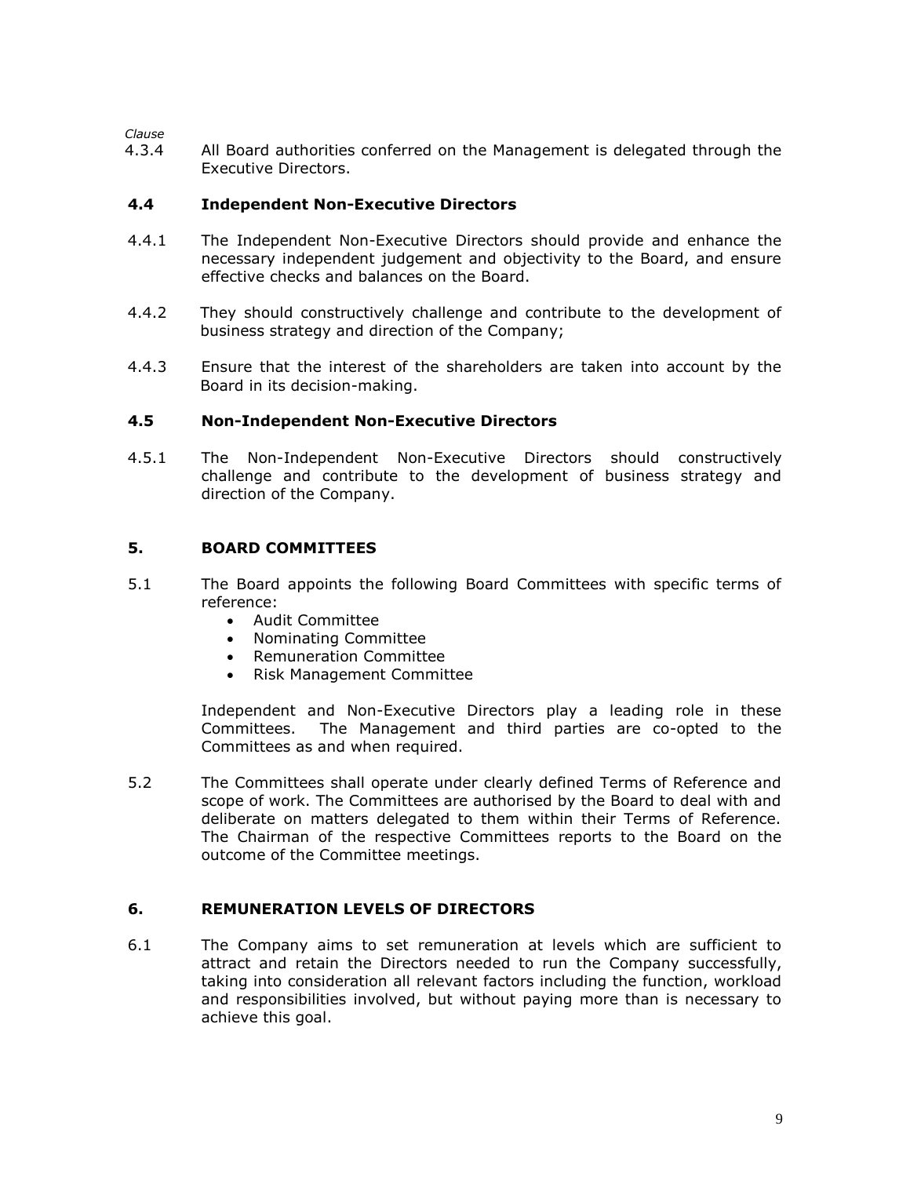*Clause*

4.3.4 All Board authorities conferred on the Management is delegated through the Executive Directors.

### 4.4 Independent Non-Executive Directors

4.4.1 The Independent Non-Executive Directors should provide and enhance the necessary independent judgement and objectivity to the Board, and ensure effective checks and balances on the Board.

4.4.2 They should constructively challenge and contribute to the development of business strategy and direction of the Company;

4.4.3 Ensure that the interest of the shareholders are taken into account by the Board in its decision-making.

### 4.5 Non-Independent Non-Executive Directors

4.5.1 The Non-Independent Non-Executive Directors should constructively challenge and contribute to the development of business strategy and direction of the Company.

## 5. BOARD COMMITTEES

5.1 The Board appoints the following Board Committees with specific terms of reference:

- Audit Committee
- Nominating Committee
- Remuneration Committee
- Risk Management Committee

Independent and Non-Executive Directors play a leading role in these Committees. The Management and third parties are co-opted to the Committees as and when required.

5.2 The Committees shall operate under clearly defined Terms of Reference and scope of work. The Committees are authorised by the Board to deal with and deliberate on matters delegated to them within their Terms of Reference. The Chairman of the respective Committees reports to the Board on the outcome of the Committee meetings.

## 6. REMUNERATION LEVELS OF DIRECTORS

6.1 The Company aims to set remuneration at levels which are sufficient to attract and retain the Directors needed to run the Company successfully, taking into consideration all relevant factors including the function, workload and responsibilities involved, but without paying more than is necessary to achieve this goal.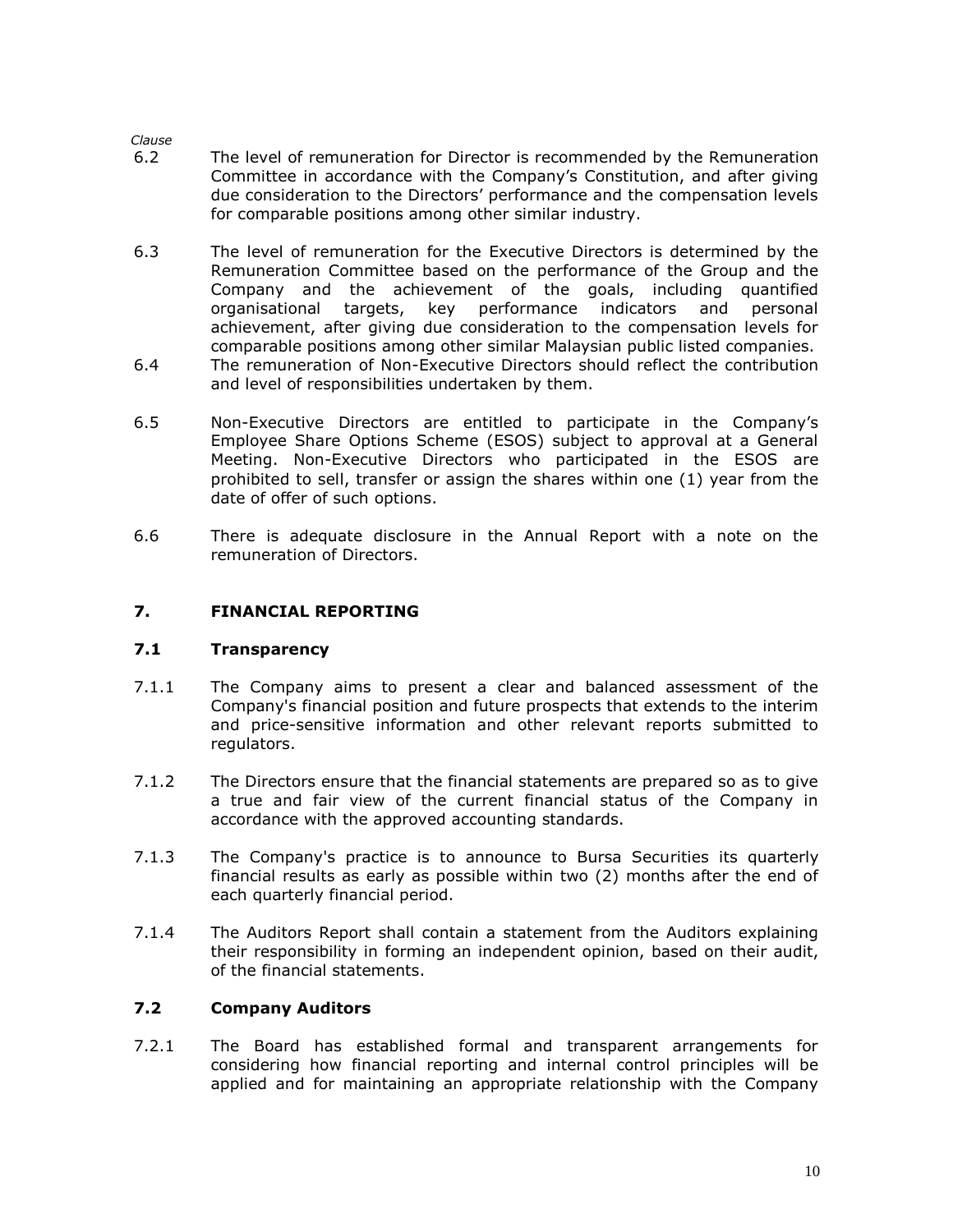*Clause*

6.2 The level of remuneration for Director is recommended by the Remuneration Committee in accordance with the Company's Constitution, and after giving due consideration to the Directors' performance and the compensation levels for comparable positions among other similar industry.

6.3 The level of remuneration for the Executive Directors is determined by the Remuneration Committee based on the performance of the Group and the Company and the achievement of the goals, including quantified organisational targets, key performance indicators and personal achievement, after giving due consideration to the compensation levels for comparable positions among other similar Malaysian public listed companies.

6.4 The remuneration of Non-Executive Directors should reflect the contribution and level of responsibilities undertaken by them.

6.5 Non-Executive Directors are entitled to participate in the Company's Employee Share Options Scheme (ESOS) subject to approval at a General Meeting. Non-Executive Directors who participated in the ESOS are prohibited to sell, transfer or assign the shares within one (1) year from the date of offer of such options.

6.6 There is adequate disclosure in the Annual Report with a note on the remuneration of Directors.

## 7. FINANCIAL REPORTING

### 7.1 Transparency

7.1.1 The Company aims to present a clear and balanced assessment of the Company's financial position and future prospects that extends to the interim and price-sensitive information and other relevant reports submitted to regulators.

7.1.2 The Directors ensure that the financial statements are prepared so as to give a true and fair view of the current financial status of the Company in accordance with the approved accounting standards.

7.1.3 The Company's practice is to announce to Bursa Securities its quarterly financial results as early as possible within two (2) months after the end of each quarterly financial period.

7.1.4 The Auditors Report shall contain a statement from the Auditors explaining their responsibility in forming an independent opinion, based on their audit, of the financial statements.

### 7.2 Company Auditors

7.2.1 The Board has established formal and transparent arrangements for considering how financial reporting and internal control principles will be applied and for maintaining an appropriate relationship with the Company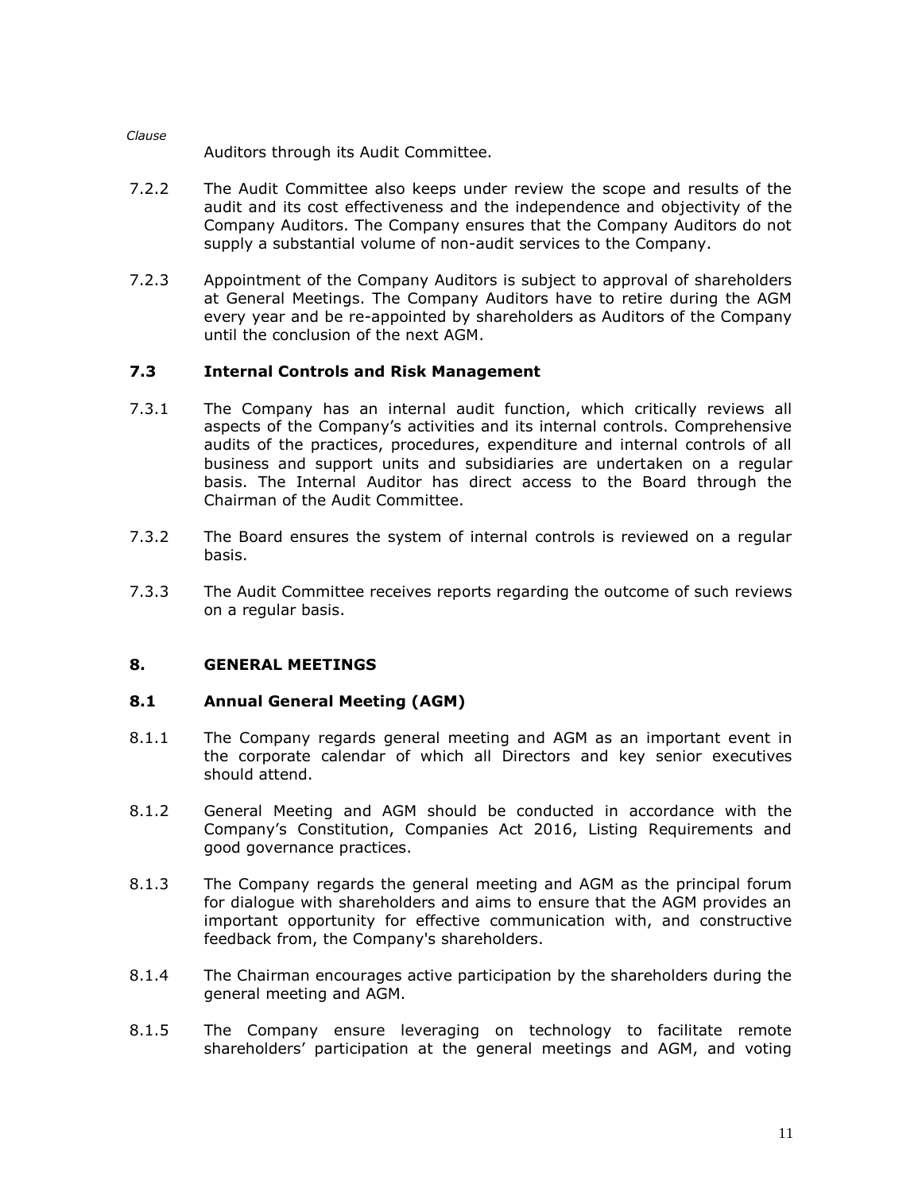*Clause*

Auditors through its Audit Committee.

7.2.2 The Audit Committee also keeps under review the scope and results of the audit and its cost effectiveness and the independence and objectivity of the Company Auditors. The Company ensures that the Company Auditors do not supply a substantial volume of non-audit services to the Company.

7.2.3 Appointment of the Company Auditors is subject to approval of shareholders at General Meetings. The Company Auditors have to retire during the AGM every year and be re-appointed by shareholders as Auditors of the Company until the conclusion of the next AGM.

### 7.3 Internal Controls and Risk Management

7.3.1 The Company has an internal audit function, which critically reviews all aspects of the Company's activities and its internal controls. Comprehensive audits of the practices, procedures, expenditure and internal controls of all business and support units and subsidiaries are undertaken on a regular basis. The Internal Auditor has direct access to the Board through the Chairman of the Audit Committee.

7.3.2 The Board ensures the system of internal controls is reviewed on a regular basis.

7.3.3 The Audit Committee receives reports regarding the outcome of such reviews on a regular basis.

## 8. GENERAL MEETINGS

### 8.1 Annual General Meeting (AGM)

8.1.1 The Company regards general meeting and AGM as an important event in the corporate calendar of which all Directors and key senior executives should attend.

8.1.2 General Meeting and AGM should be conducted in accordance with the Company's Constitution, Companies Act 2016, Listing Requirements and good governance practices.

8.1.3 The Company regards the general meeting and AGM as the principal forum for dialogue with shareholders and aims to ensure that the AGM provides an important opportunity for effective communication with, and constructive feedback from, the Company's shareholders.

8.1.4 The Chairman encourages active participation by the shareholders during the general meeting and AGM.

8.1.5 The Company ensure leveraging on technology to facilitate remote shareholders' participation at the general meetings and AGM, and voting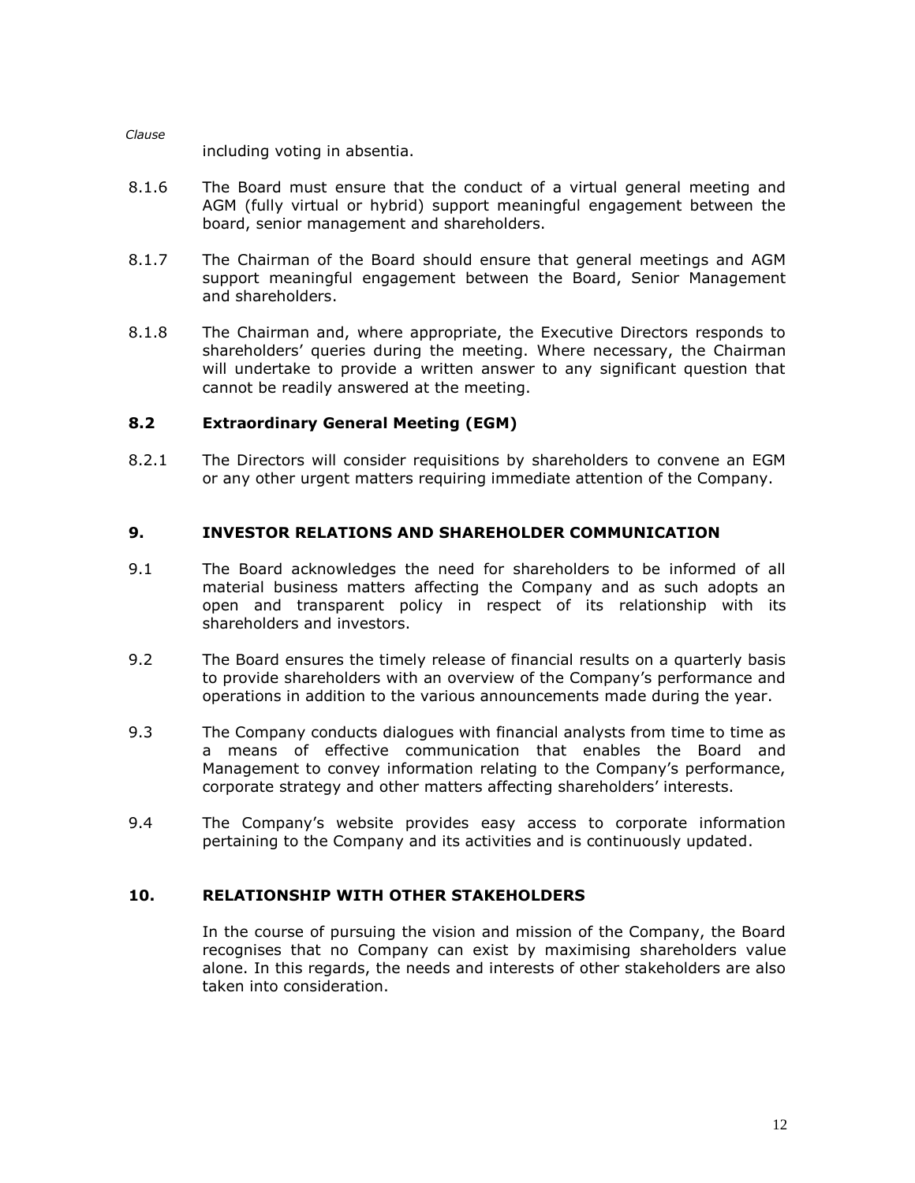*Clause*

including voting in absentia.

8.1.6 The Board must ensure that the conduct of a virtual general meeting and AGM (fully virtual or hybrid) support meaningful engagement between the board, senior management and shareholders.

8.1.7 The Chairman of the Board should ensure that general meetings and AGM support meaningful engagement between the Board, Senior Management and shareholders.

8.1.8 The Chairman and, where appropriate, the Executive Directors responds to shareholders' queries during the meeting. Where necessary, the Chairman will undertake to provide a written answer to any significant question that cannot be readily answered at the meeting.

### 8.2 Extraordinary General Meeting (EGM)

8.2.1 The Directors will consider requisitions by shareholders to convene an EGM or any other urgent matters requiring immediate attention of the Company.

## 9. INVESTOR RELATIONS AND SHAREHOLDER COMMUNICATION

9.1 The Board acknowledges the need for shareholders to be informed of all material business matters affecting the Company and as such adopts an open and transparent policy in respect of its relationship with its shareholders and investors.

9.2 The Board ensures the timely release of financial results on a quarterly basis to provide shareholders with an overview of the Company's performance and operations in addition to the various announcements made during the year.

9.3 The Company conducts dialogues with financial analysts from time to time as a means of effective communication that enables the Board and Management to convey information relating to the Company's performance, corporate strategy and other matters affecting shareholders' interests.

9.4 The Company's website provides easy access to corporate information pertaining to the Company and its activities and is continuously updated.

## 10. RELATIONSHIP WITH OTHER STAKEHOLDERS

In the course of pursuing the vision and mission of the Company, the Board recognises that no Company can exist by maximising shareholders value alone. In this regards, the needs and interests of other stakeholders are also taken into consideration.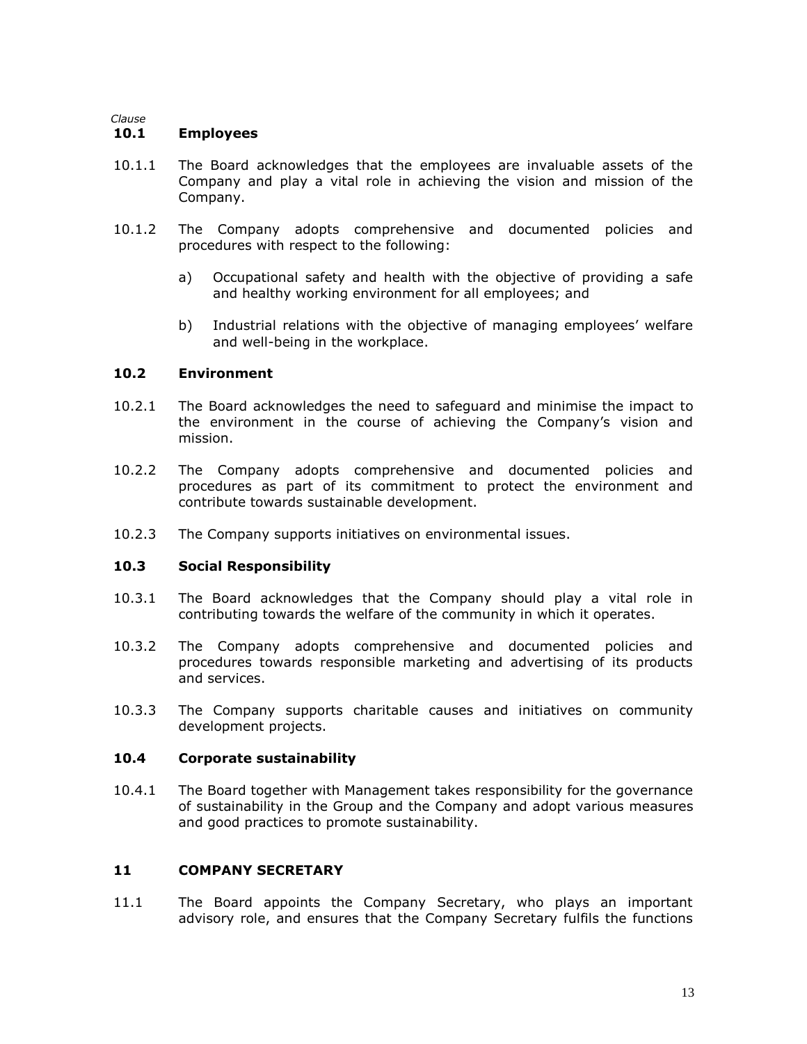*Clause*

### 10.1 Employees

10.1.1 The Board acknowledges that the employees are invaluable assets of the Company and play a vital role in achieving the vision and mission of the Company.

10.1.2 The Company adopts comprehensive and documented policies and procedures with respect to the following:

a) Occupational safety and health with the objective of providing a safe and healthy working environment for all employees; and

b) Industrial relations with the objective of managing employees' welfare and well-being in the workplace.

### 10.2 Environment

10.2.1 The Board acknowledges the need to safeguard and minimise the impact to the environment in the course of achieving the Company's vision and mission.

10.2.2 The Company adopts comprehensive and documented policies and procedures as part of its commitment to protect the environment and contribute towards sustainable development.

10.2.3 The Company supports initiatives on environmental issues.

### 10.3 Social Responsibility

10.3.1 The Board acknowledges that the Company should play a vital role in contributing towards the welfare of the community in which it operates.

10.3.2 The Company adopts comprehensive and documented policies and procedures towards responsible marketing and advertising of its products and services.

10.3.3 The Company supports charitable causes and initiatives on community development projects.

### 10.4 Corporate sustainability

10.4.1 The Board together with Management takes responsibility for the governance of sustainability in the Group and the Company and adopt various measures and good practices to promote sustainability.

## 11 COMPANY SECRETARY

11.1 The Board appoints the Company Secretary, who plays an important advisory role, and ensures that the Company Secretary fulfils the functions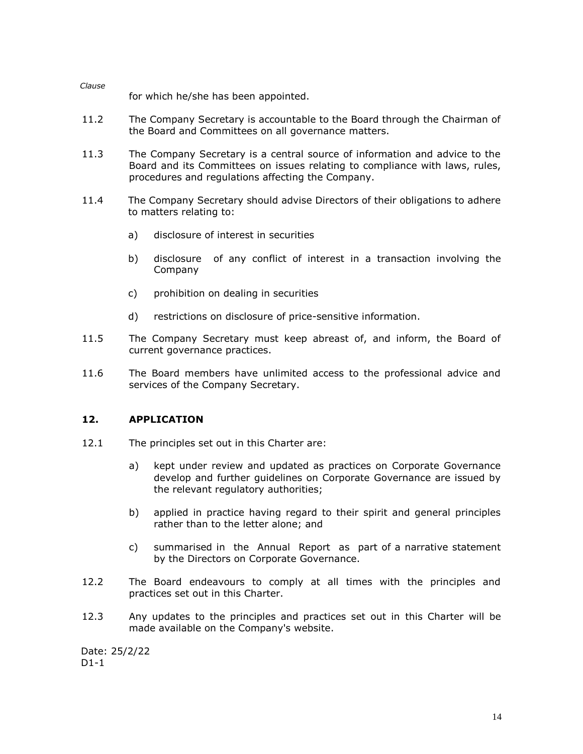*Clause*

for which he/she has been appointed.

11.2 The Company Secretary is accountable to the Board through the Chairman of the Board and Committees on all governance matters.

11.3 The Company Secretary is a central source of information and advice to the Board and its Committees on issues relating to compliance with laws, rules, procedures and regulations affecting the Company.

11.4 The Company Secretary should advise Directors of their obligations to adhere to matters relating to:

a) disclosure of interest in securities

b) disclosure of any conflict of interest in a transaction involving the Company

c) prohibition on dealing in securities

d) restrictions on disclosure of price-sensitive information.

11.5 The Company Secretary must keep abreast of, and inform, the Board of current governance practices.

11.6 The Board members have unlimited access to the professional advice and services of the Company Secretary.

## 12. APPLICATION

12.1 The principles set out in this Charter are:

a) kept under review and updated as practices on Corporate Governance develop and further guidelines on Corporate Governance are issued by the relevant regulatory authorities;

b) applied in practice having regard to their spirit and general principles rather than to the letter alone; and

c) summarised in the Annual Report as part of a narrative statement by the Directors on Corporate Governance.

12.2 The Board endeavours to comply at all times with the principles and practices set out in this Charter.

12.3 Any updates to the principles and practices set out in this Charter will be made available on the Company's website.

Date: 25/2/22
D1-1